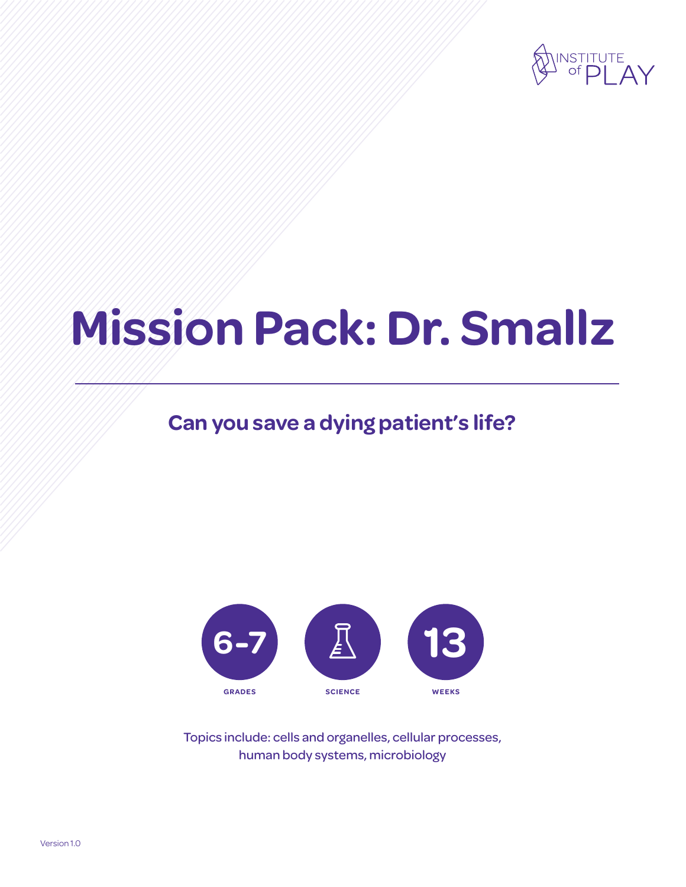INSTITUTE of PLAY

# Mission Pack: Dr. Smallz

## Can you save a dying patient's life?

**6-7** GRADES

SCIENCE

**13** WEEKS

Topics include: cells and organelles, cellular processes, human body systems, microbiology

Version 1.0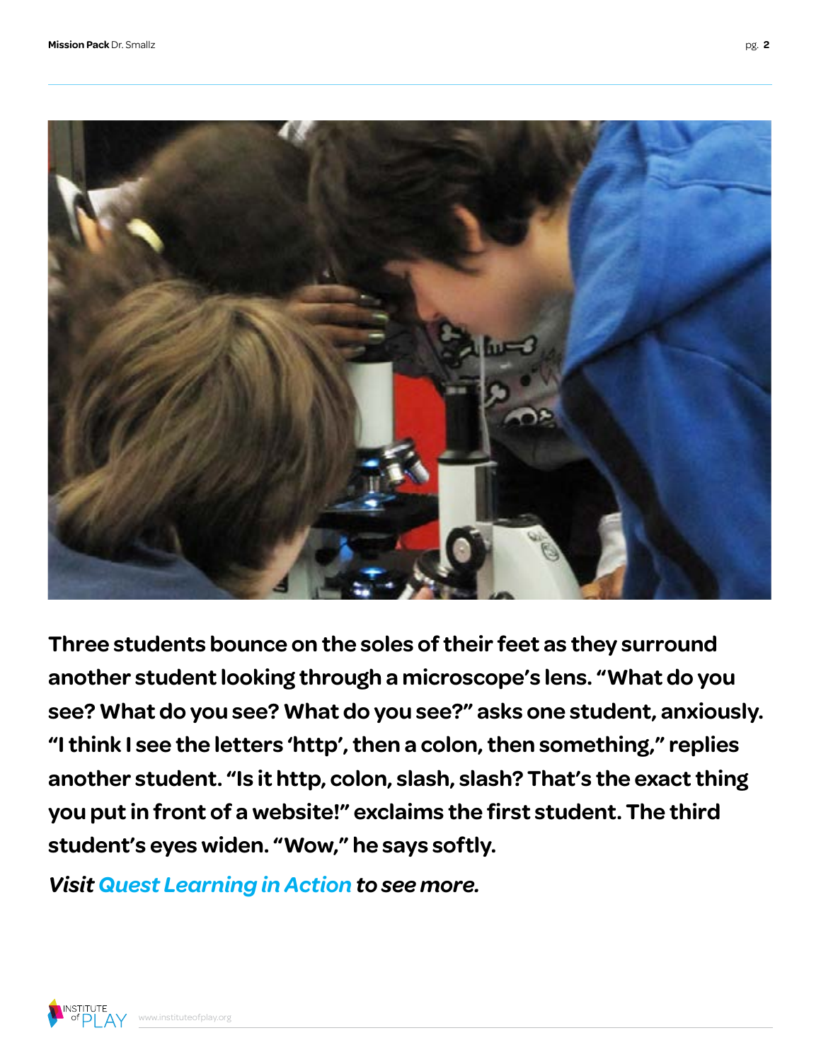**Three students bounce on the soles of their feet as they surround another student looking through a microscope's lens. "What do you see? What do you see? What do you see?" asks one student, anxiously. "I think I see the letters 'http', then a colon, then something," replies another student. "Is it http, colon, slash, slash? That's the exact thing you put in front of a website!" exclaims the first student. The third student's eyes widen. "Wow," he says softly.**

***Visit Quest Learning in Action to see more.***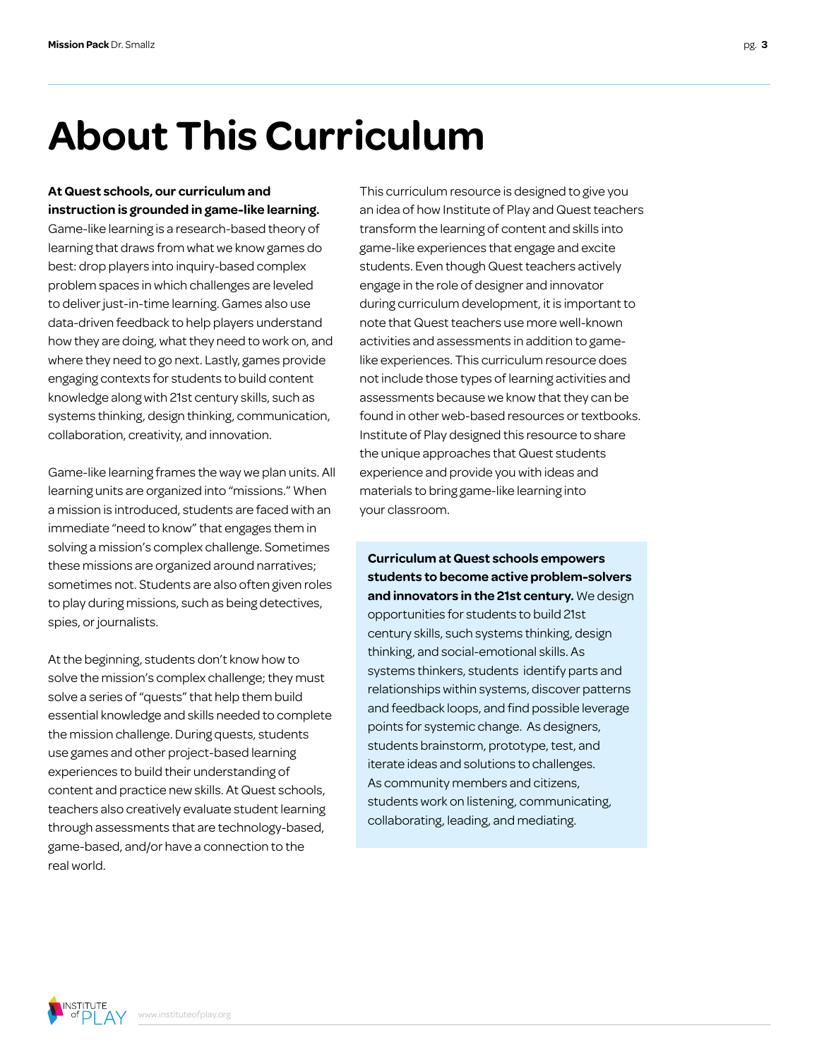# About This Curriculum

**At Quest schools, our curriculum and instruction is grounded in game-like learning.** Game-like learning is a research-based theory of learning that draws from what we know games do best: drop players into inquiry-based complex problem spaces in which challenges are leveled to deliver just-in-time learning. Games also use data-driven feedback to help players understand how they are doing, what they need to work on, and where they need to go next. Lastly, games provide engaging contexts for students to build content knowledge along with 21st century skills, such as systems thinking, design thinking, communication, collaboration, creativity, and innovation.

Game-like learning frames the way we plan units. All learning units are organized into "missions." When a mission is introduced, students are faced with an immediate "need to know" that engages them in solving a mission's complex challenge. Sometimes these missions are organized around narratives; sometimes not. Students are also often given roles to play during missions, such as being detectives, spies, or journalists.

At the beginning, students don't know how to solve the mission's complex challenge; they must solve a series of "quests" that help them build essential knowledge and skills needed to complete the mission challenge. During quests, students use games and other project-based learning experiences to build their understanding of content and practice new skills. At Quest schools, teachers also creatively evaluate student learning through assessments that are technology-based, game-based, and/or have a connection to the real world.

This curriculum resource is designed to give you an idea of how Institute of Play and Quest teachers transform the learning of content and skills into game-like experiences that engage and excite students. Even though Quest teachers actively engage in the role of designer and innovator during curriculum development, it is important to note that Quest teachers use more well-known activities and assessments in addition to game-like experiences. This curriculum resource does not include those types of learning activities and assessments because we know that they can be found in other web-based resources or textbooks. Institute of Play designed this resource to share the unique approaches that Quest students experience and provide you with ideas and materials to bring game-like learning into your classroom.

**Curriculum at Quest schools empowers students to become active problem-solvers and innovators in the 21st century.** We design opportunities for students to build 21st century skills, such systems thinking, design thinking, and social-emotional skills. As systems thinkers, students identify parts and relationships within systems, discover patterns and feedback loops, and find possible leverage points for systemic change. As designers, students brainstorm, prototype, test, and iterate ideas and solutions to challenges. As community members and citizens, students work on listening, communicating, collaborating, leading, and mediating.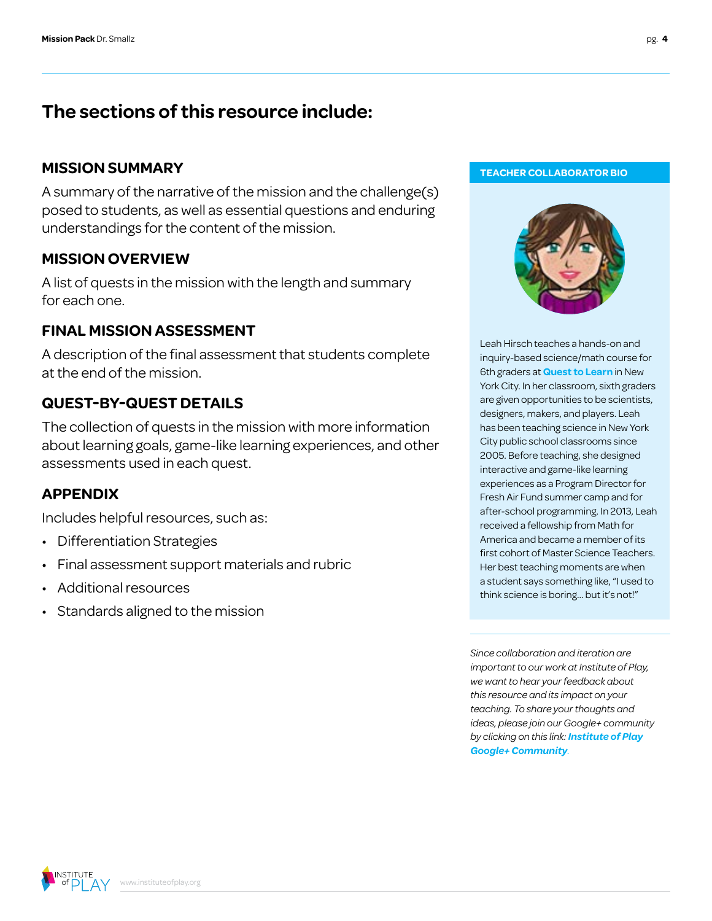# The sections of this resource include:

## MISSION SUMMARY

A summary of the narrative of the mission and the challenge(s) posed to students, as well as essential questions and enduring understandings for the content of the mission.

## MISSION OVERVIEW

A list of quests in the mission with the length and summary for each one.

## FINAL MISSION ASSESSMENT

A description of the final assessment that students complete at the end of the mission.

## QUEST-BY-QUEST DETAILS

The collection of quests in the mission with more information about learning goals, game-like learning experiences, and other assessments used in each quest.

## APPENDIX

Includes helpful resources, such as:

- Differentiation Strategies
- Final assessment support materials and rubric
- Additional resources
- Standards aligned to the mission

**TEACHER COLLABORATOR BIO**

Leah Hirsch teaches a hands-on and inquiry-based science/math course for 6th graders at **Quest to Learn** in New York City. In her classroom, sixth graders are given opportunities to be scientists, designers, makers, and players. Leah has been teaching science in New York City public school classrooms since 2005. Before teaching, she designed interactive and game-like learning experiences as a Program Director for Fresh Air Fund summer camp and for after-school programming. In 2013, Leah received a fellowship from Math for America and became a member of its first cohort of Master Science Teachers. Her best teaching moments are when a student says something like, "I used to think science is boring... but it's not!"

*Since collaboration and iteration are important to our work at Institute of Play, we want to hear your feedback about this resource and its impact on your teaching. To share your thoughts and ideas, please join our Google+ community by clicking on this link:* ***Institute of Play Google+ Community****.*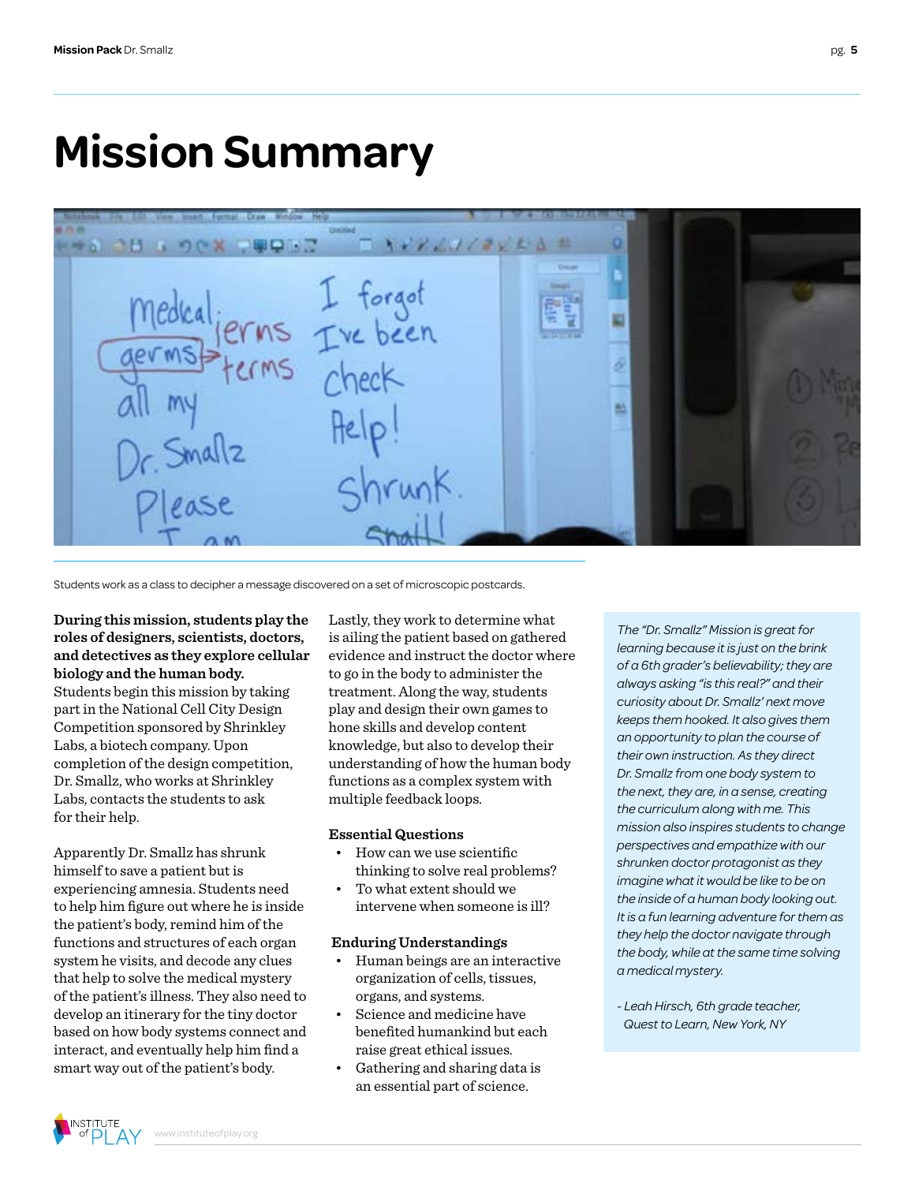# Mission Summary

Students work as a class to decipher a message discovered on a set of microscopic postcards.

**During this mission, students play the roles of designers, scientists, doctors, and detectives as they explore cellular biology and the human body.** Students begin this mission by taking part in the National Cell City Design Competition sponsored by Shrinkley Labs, a biotech company. Upon completion of the design competition, Dr. Smallz, who works at Shrinkley Labs, contacts the students to ask for their help.

Apparently Dr. Smallz has shrunk himself to save a patient but is experiencing amnesia. Students need to help him figure out where he is inside the patient's body, remind him of the functions and structures of each organ system he visits, and decode any clues that help to solve the medical mystery of the patient's illness. They also need to develop an itinerary for the tiny doctor based on how body systems connect and interact, and eventually help him find a smart way out of the patient's body.

Lastly, they work to determine what is ailing the patient based on gathered evidence and instruct the doctor where to go in the body to administer the treatment. Along the way, students play and design their own games to hone skills and develop content knowledge, but also to develop their understanding of how the human body functions as a complex system with multiple feedback loops.

**Essential Questions**

- How can we use scientific thinking to solve real problems?
- To what extent should we intervene when someone is ill?

**Enduring Understandings**

- Human beings are an interactive organization of cells, tissues, organs, and systems.
- Science and medicine have benefited humankind but each raise great ethical issues.
- Gathering and sharing data is an essential part of science.

*The "Dr. Smallz" Mission is great for learning because it is just on the brink of a 6th grader's believability; they are always asking "is this real?" and their curiosity about Dr. Smallz' next move keeps them hooked. It also gives them an opportunity to plan the course of their own instruction. As they direct Dr. Smallz from one body system to the next, they are, in a sense, creating the curriculum along with me. This mission also inspires students to change perspectives and empathize with our shrunken doctor protagonist as they imagine what it would be like to be on the inside of a human body looking out. It is a fun learning adventure for them as they help the doctor navigate through the body, while at the same time solving a medical mystery.*

*- Leah Hirsch, 6th grade teacher, Quest to Learn, New York, NY*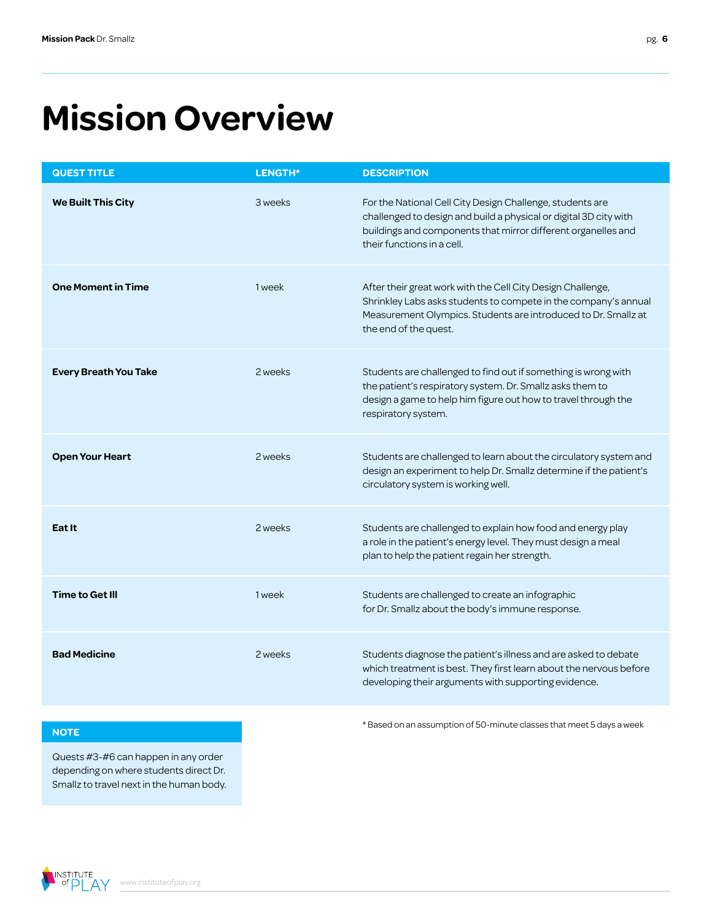# Mission Overview

| QUEST TITLE | LENGTH* | DESCRIPTION |
| --- | --- | --- |
| **We Built This City** | 3 weeks | For the National Cell City Design Challenge, students are challenged to design and build a physical or digital 3D city with buildings and components that mirror different organelles and their functions in a cell. |
| **One Moment in Time** | 1 week | After their great work with the Cell City Design Challenge, Shrinkley Labs asks students to compete in the company's annual Measurement Olympics. Students are introduced to Dr. Smallz at the end of the quest. |
| **Every Breath You Take** | 2 weeks | Students are challenged to find out if something is wrong with the patient's respiratory system. Dr. Smallz asks them to design a game to help him figure out how to travel through the respiratory system. |
| **Open Your Heart** | 2 weeks | Students are challenged to learn about the circulatory system and design an experiment to help Dr. Smallz determine if the patient's circulatory system is working well. |
| **Eat It** | 2 weeks | Students are challenged to explain how food and energy play a role in the patient's energy level. They must design a meal plan to help the patient regain her strength. |
| **Time to Get Ill** | 1 week | Students are challenged to create an infographic for Dr. Smallz about the body's immune response. |
| **Bad Medicine** | 2 weeks | Students diagnose the patient's illness and are asked to debate which treatment is best. They first learn about the nervous before developing their arguments with supporting evidence. |

\* Based on an assumption of 50-minute classes that meet 5 days a week

**NOTE**

Quests #3-#6 can happen in any order depending on where students direct Dr. Smallz to travel next in the human body.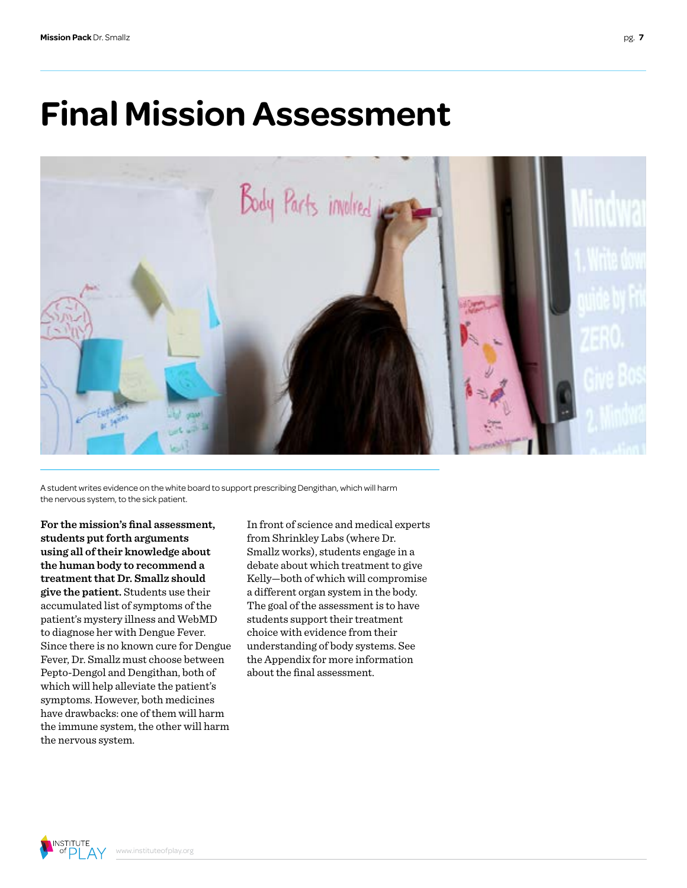# Final Mission Assessment

A student writes evidence on the white board to support prescribing Dengithan, which will harm the nervous system, to the sick patient.

**For the mission's final assessment, students put forth arguments using all of their knowledge about the human body to recommend a treatment that Dr. Smallz should give the patient.** Students use their accumulated list of symptoms of the patient's mystery illness and WebMD to diagnose her with Dengue Fever. Since there is no known cure for Dengue Fever, Dr. Smallz must choose between Pepto-Dengol and Dengithan, both of which will help alleviate the patient's symptoms. However, both medicines have drawbacks: one of them will harm the immune system, the other will harm the nervous system.

In front of science and medical experts from Shrinkley Labs (where Dr. Smallz works), students engage in a debate about which treatment to give Kelly—both of which will compromise a different organ system in the body. The goal of the assessment is to have students support their treatment choice with evidence from their understanding of body systems. See the Appendix for more information about the final assessment.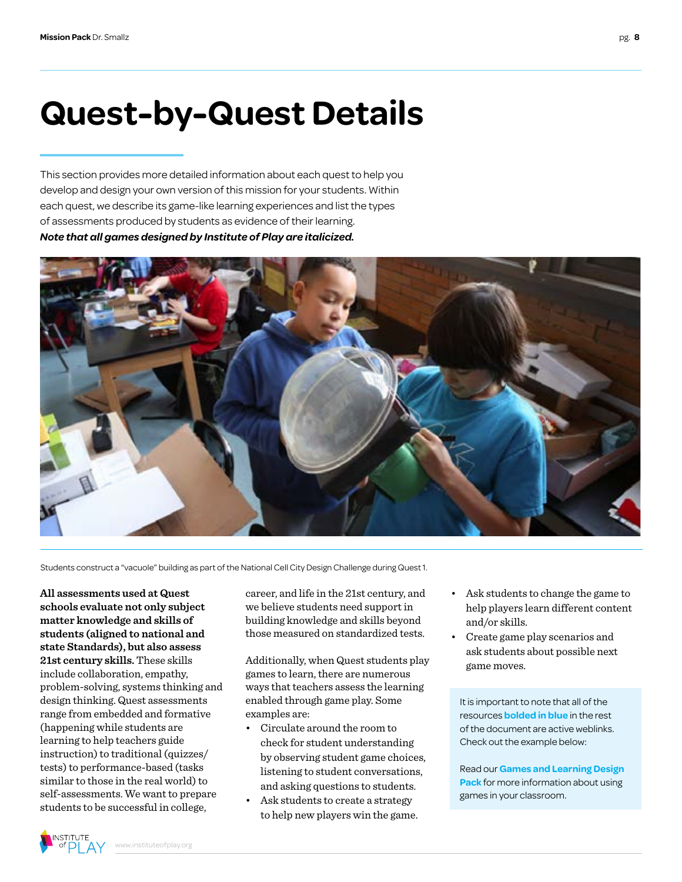# Quest-by-Quest Details

This section provides more detailed information about each quest to help you develop and design your own version of this mission for your students. Within each quest, we describe its game-like learning experiences and list the types of assessments produced by students as evidence of their learning.
***Note that all games designed by Institute of Play are italicized.***

Students construct a "vacuole" building as part of the National Cell City Design Challenge during Quest 1.

**All assessments used at Quest schools evaluate not only subject matter knowledge and skills of students (aligned to national and state Standards), but also assess 21st century skills.** These skills include collaboration, empathy, problem-solving, systems thinking and design thinking. Quest assessments range from embedded and formative (happening while students are learning to help teachers guide instruction) to traditional (quizzes/tests) to performance-based (tasks similar to those in the real world) to self-assessments. We want to prepare students to be successful in college, career, and life in the 21st century, and we believe students need support in building knowledge and skills beyond those measured on standardized tests.

Additionally, when Quest students play games to learn, there are numerous ways that teachers assess the learning enabled through game play. Some examples are:

- Circulate around the room to check for student understanding by observing student game choices, listening to student conversations, and asking questions to students.
- Ask students to create a strategy to help new players win the game.
- Ask students to change the game to help players learn different content and/or skills.
- Create game play scenarios and ask students about possible next game moves.

It is important to note that all of the resources **bolded in blue** in the rest of the document are active weblinks. Check out the example below:

Read our **Games and Learning Design Pack** for more information about using games in your classroom.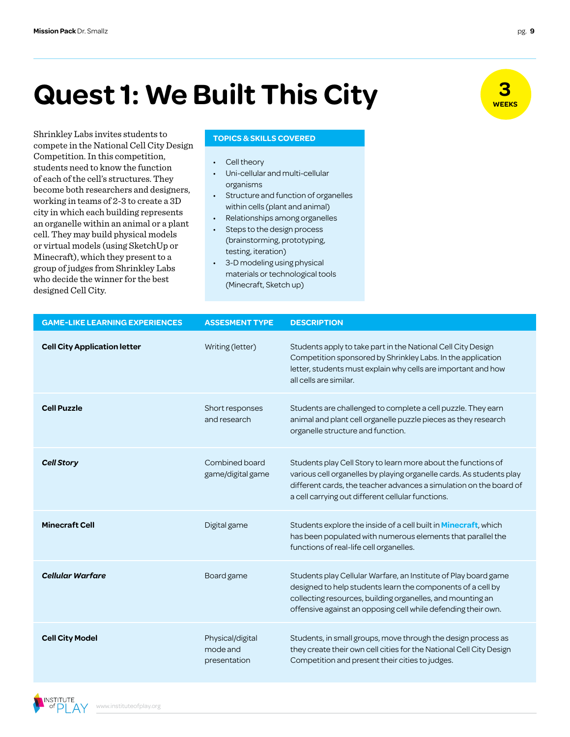# Quest 1: We Built This City

**3 WEEKS**

Shrinkley Labs invites students to compete in the National Cell City Design Competition. In this competition, students need to know the function of each of the cell's structures. They become both researchers and designers, working in teams of 2-3 to create a 3D city in which each building represents an organelle within an animal or a plant cell. They may build physical models or virtual models (using SketchUp or Minecraft), which they present to a group of judges from Shrinkley Labs who decide the winner for the best designed Cell City.

**TOPICS & SKILLS COVERED**

- Cell theory
- Uni-cellular and multi-cellular organisms
- Structure and function of organelles within cells (plant and animal)
- Relationships among organelles
- Steps to the design process (brainstorming, prototyping, testing, iteration)
- 3-D modeling using physical materials or technological tools (Minecraft, Sketch up)

| GAME-LIKE LEARNING EXPERIENCES | ASSESMENT TYPE | DESCRIPTION |
|---|---|---|
| **Cell City Application letter** | Writing (letter) | Students apply to take part in the National Cell City Design Competition sponsored by Shrinkley Labs. In the application letter, students must explain why cells are important and how all cells are similar. |
| **Cell Puzzle** | Short responses and research | Students are challenged to complete a cell puzzle. They earn animal and plant cell organelle puzzle pieces as they research organelle structure and function. |
| ***Cell Story*** | Combined board game/digital game | Students play Cell Story to learn more about the functions of various cell organelles by playing organelle cards. As students play different cards, the teacher advances a simulation on the board of a cell carrying out different cellular functions. |
| **Minecraft Cell** | Digital game | Students explore the inside of a cell built in **Minecraft**, which has been populated with numerous elements that parallel the functions of real-life cell organelles. |
| ***Cellular Warfare*** | Board game | Students play Cellular Warfare, an Institute of Play board game designed to help students learn the components of a cell by collecting resources, building organelles, and mounting an offensive against an opposing cell while defending their own. |
| **Cell City Model** | Physical/digital mode and presentation | Students, in small groups, move through the design process as they create their own cell cities for the National Cell City Design Competition and present their cities to judges. |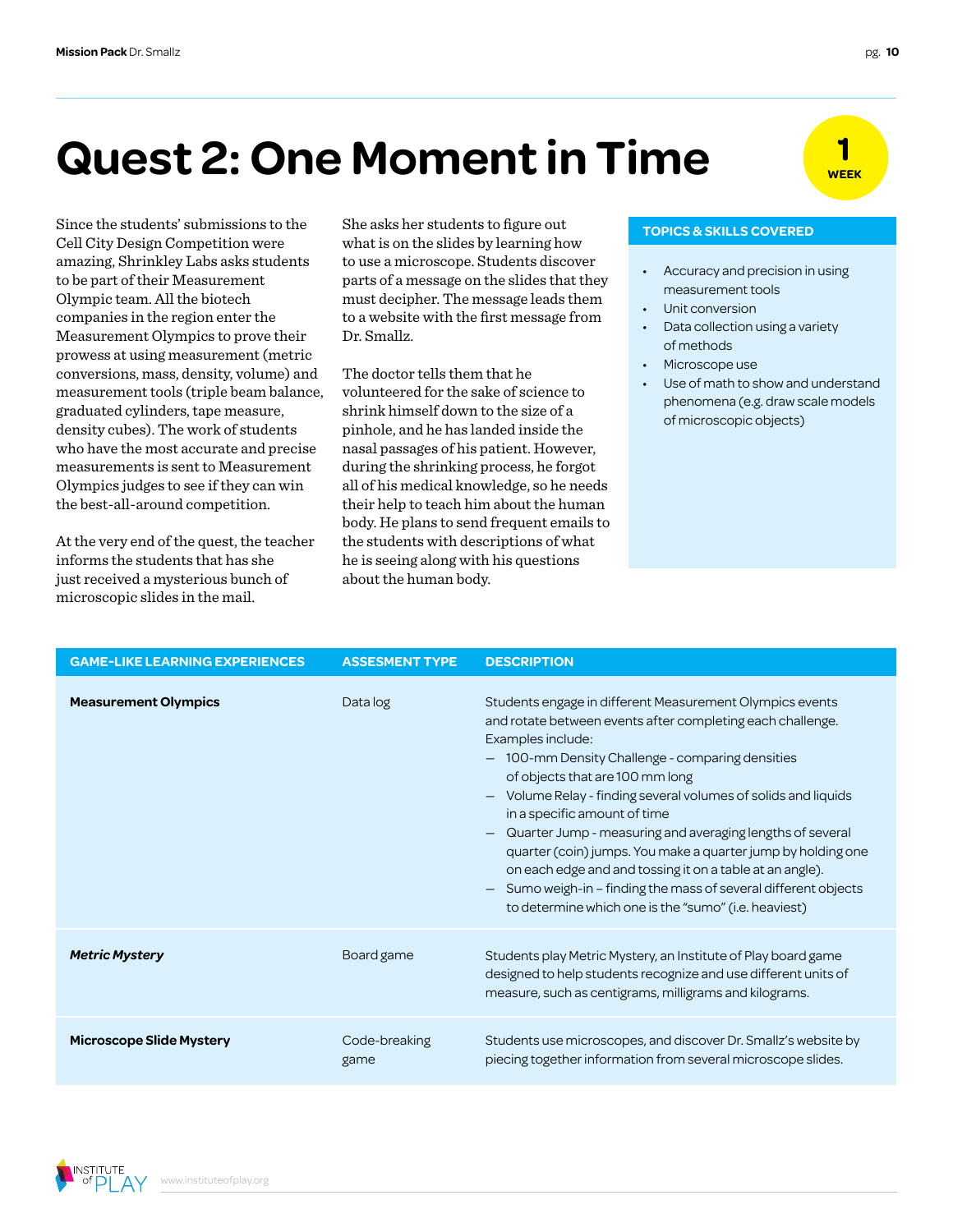# Quest 2: One Moment in Time

**1 WEEK**

Since the students' submissions to the Cell City Design Competition were amazing, Shrinkley Labs asks students to be part of their Measurement Olympic team. All the biotech companies in the region enter the Measurement Olympics to prove their prowess at using measurement (metric conversions, mass, density, volume) and measurement tools (triple beam balance, graduated cylinders, tape measure, density cubes). The work of students who have the most accurate and precise measurements is sent to Measurement Olympics judges to see if they can win the best-all-around competition.

At the very end of the quest, the teacher informs the students that has she just received a mysterious bunch of microscopic slides in the mail.

She asks her students to figure out what is on the slides by learning how to use a microscope. Students discover parts of a message on the slides that they must decipher. The message leads them to a website with the first message from Dr. Smallz.

The doctor tells them that he volunteered for the sake of science to shrink himself down to the size of a pinhole, and he has landed inside the nasal passages of his patient. However, during the shrinking process, so he forgot all of his medical knowledge, so he needs their help to teach him about the human body. He plans to send frequent emails to the students with descriptions of what he is seeing along with his questions about the human body.

### TOPICS & SKILLS COVERED

- Accuracy and precision in using measurement tools
- Unit conversion
- Data collection using a variety of methods
- Microscope use
- Use of math to show and understand phenomena (e.g. draw scale models of microscopic objects)

| GAME-LIKE LEARNING EXPERIENCES | ASSESMENT TYPE | DESCRIPTION |
| --- | --- | --- |
| **Measurement Olympics** | Data log | Students engage in different Measurement Olympics events and rotate between events after completing each challenge. Examples include:<br>– 100-mm Density Challenge - comparing densities of objects that are 100 mm long<br>– Volume Relay - finding several volumes of solids and liquids in a specific amount of time<br>– Quarter Jump - measuring and averaging lengths of several quarter (coin) jumps. You make a quarter jump by holding one on each edge and and tossing it on a table at an angle).<br>– Sumo weigh-in – finding the mass of several different objects to determine which one is the "sumo" (i.e. heaviest) |
| ***Metric Mystery*** | Board game | Students play Metric Mystery, an Institute of Play board game designed to help students recognize and use different units of measure, such as centigrams, milligrams and kilograms. |
| **Microscope Slide Mystery** | Code-breaking game | Students use microscopes, and discover Dr. Smallz's website by piecing together information from several microscope slides. |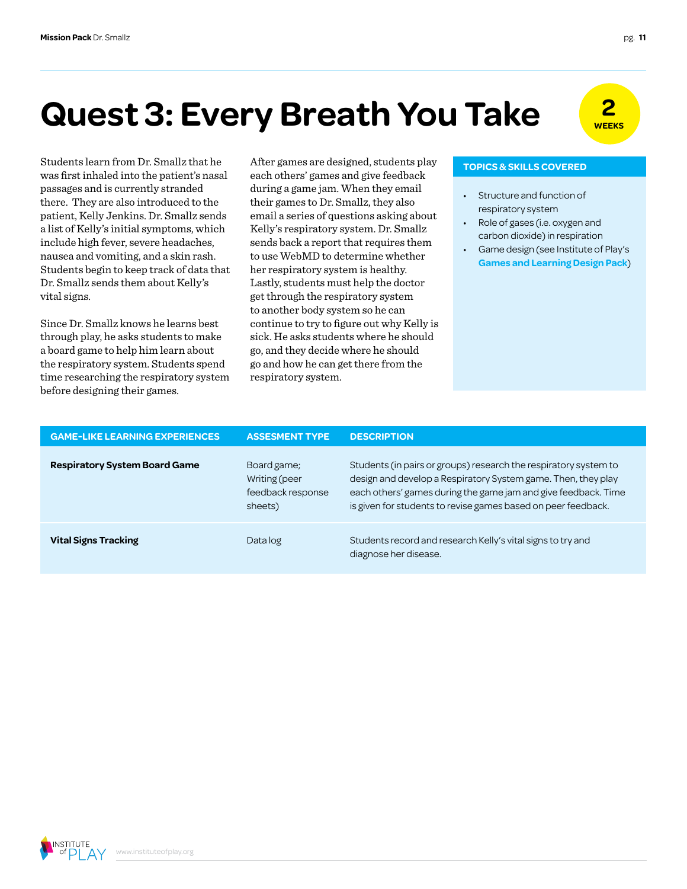# Quest 3: Every Breath You Take

**2 WEEKS**

Students learn from Dr. Smallz that he was first inhaled into the patient's nasal passages and is currently stranded there. They are also introduced to the patient, Kelly Jenkins. Dr. Smallz sends a list of Kelly's initial symptoms, which include high fever, severe headaches, nausea and vomiting, and a skin rash. Students begin to keep track of data that Dr. Smallz sends them about Kelly's vital signs.

Since Dr. Smallz knows he learns best through play, he asks students to make a board game to help him learn about the respiratory system. Students spend time researching the respiratory system before designing their games.

After games are designed, students play each others' games and give feedback during a game jam. When they email their games to Dr. Smallz, they also email a series of questions asking about Kelly's respiratory system. Dr. Smallz sends back a report that requires them to use WebMD to determine whether her respiratory system is healthy. Lastly, students must help the doctor get through the respiratory system to another body system so he can continue to try to figure out why Kelly is sick. He asks students where he should go, and they decide where he should go and how he can get there from the respiratory system.

**TOPICS & SKILLS COVERED**

- Structure and function of respiratory system
- Role of gases (i.e. oxygen and carbon dioxide) in respiration
- Game design (see Institute of Play's **Games and Learning Design Pack**)

| GAME-LIKE LEARNING EXPERIENCES | ASSESMENT TYPE | DESCRIPTION |
|---|---|---|
| **Respiratory System Board Game** | Board game; Writing (peer feedback response sheets) | Students (in pairs or groups) research the respiratory system to design and develop a Respiratory System game. Then, they play each others' games during the game jam and give feedback. Time is given for students to revise games based on peer feedback. |
| **Vital Signs Tracking** | Data log | Students record and research Kelly's vital signs to try and diagnose her disease. |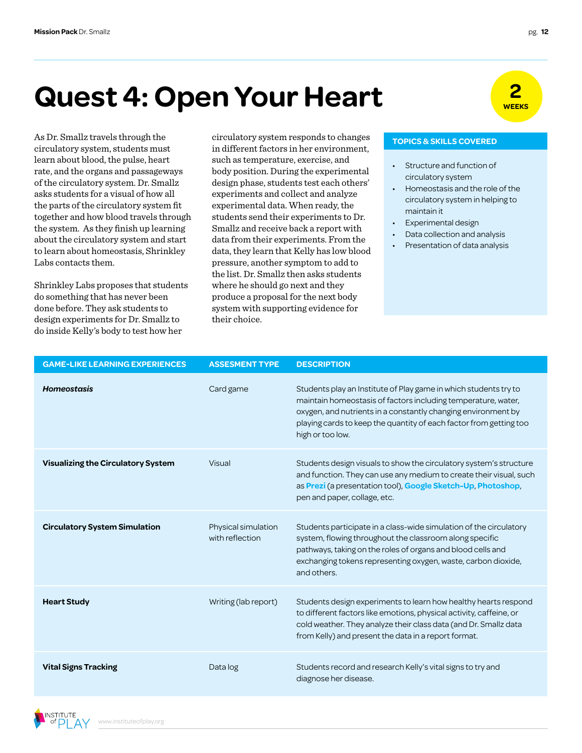# Quest 4: Open Your Heart

**2 WEEKS**

As Dr. Smallz travels through the circulatory system, students must learn about blood, the pulse, heart rate, and the organs and passageways of the circulatory system. Dr. Smallz asks students for a visual of how all the parts of the circulatory system fit together and how blood travels through the system. As they finish up learning about the circulatory system and start to learn about homeostasis, Shrinkley Labs contacts them.

Shrinkley Labs proposes that students do something that has never been done before. They ask students to design experiments for Dr. Smallz to do inside Kelly's body to test how her circulatory system responds to changes in different factors in her environment, such as temperature, exercise, and body position. During the experimental design phase, students test each others' experiments and collect and analyze experimental data. When ready, the students send their experiments to Dr. Smallz and receive back a report with data from their experiments. From the data, they learn that Kelly has low blood pressure, another symptom to add to the list. Dr. Smallz then asks students where he should go next and they produce a proposal for the next body system with supporting evidence for their choice.

**TOPICS & SKILLS COVERED**

- Structure and function of circulatory system
- Homeostasis and the role of the circulatory system in helping to maintain it
- Experimental design
- Data collection and analysis
- Presentation of data analysis

| GAME-LIKE LEARNING EXPERIENCES | ASSESMENT TYPE | DESCRIPTION |
|---|---|---|
| ***Homeostasis*** | Card game | Students play an Institute of Play game in which students try to maintain homeostasis of factors including temperature, water, oxygen, and nutrients in a constantly changing environment by playing cards to keep the quantity of each factor from getting too high or too low. |
| **Visualizing the Circulatory System** | Visual | Students design visuals to show the circulatory system's structure and function. They can use any medium to create their visual, such as **Prezi** (a presentation tool), **Google Sketch-Up**, **Photoshop**, pen and paper, collage, etc. |
| **Circulatory System Simulation** | Physical simulation with reflection | Students participate in a class-wide simulation of the circulatory system, flowing throughout the classroom along specific pathways, taking on the roles of organs and blood cells and exchanging tokens representing oxygen, waste, carbon dioxide, and others. |
| **Heart Study** | Writing (lab report) | Students design experiments to learn how healthy hearts respond to different factors like emotions, physical activity, caffeine, or cold weather. They analyze their class data (and Dr. Smallz data from Kelly) and present the data in a report format. |
| **Vital Signs Tracking** | Data log | Students record and research Kelly's vital signs to try and diagnose her disease. |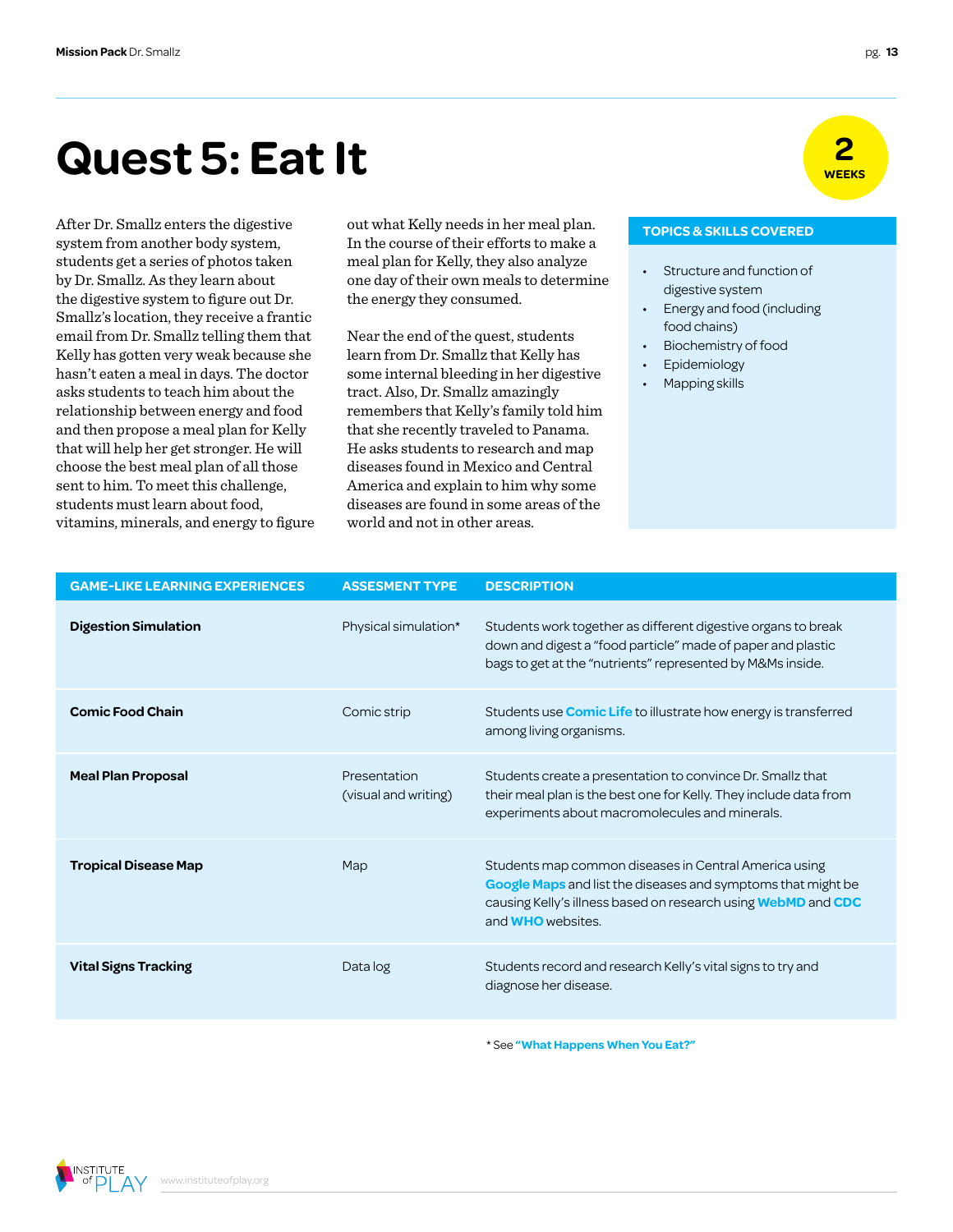# Quest 5: Eat It

**2 WEEKS**

After Dr. Smallz enters the digestive system from another body system, students get a series of photos taken by Dr. Smallz. As they learn about the digestive system to figure out Dr. Smallz's location, they receive a frantic email from Dr. Smallz telling them that Kelly has gotten very weak because she hasn't eaten a meal in days. The doctor asks students to teach him about the relationship between energy and food and then propose a meal plan for Kelly that will help her get stronger. He will choose the best meal plan of all those sent to him. To meet this challenge, students must learn about food, vitamins, minerals, and energy to figure out what Kelly needs in her meal plan. In the course of their efforts to make a meal plan for Kelly, they also analyze one day of their own meals to determine the energy they consumed.

Near the end of the quest, students learn from Dr. Smallz that Kelly has some internal bleeding in her digestive tract. Also, Dr. Smallz amazingly remembers that Kelly's family told him that she recently traveled to Panama. He asks students to research and map diseases found in Mexico and Central America and explain to him why some diseases are found in some areas of the world and not in other areas.

**TOPICS & SKILLS COVERED**

- Structure and function of digestive system
- Energy and food (including food chains)
- Biochemistry of food
- Epidemiology
- Mapping skills

| GAME-LIKE LEARNING EXPERIENCES | ASSESMENT TYPE | DESCRIPTION |
|---|---|---|
| **Digestion Simulation** | Physical simulation* | Students work together as different digestive organs to break down and digest a "food particle" made of paper and plastic bags to get at the "nutrients" represented by M&Ms inside. |
| **Comic Food Chain** | Comic strip | Students use **Comic Life** to illustrate how energy is transferred among living organisms. |
| **Meal Plan Proposal** | Presentation (visual and writing) | Students create a presentation to convince Dr. Smallz that their meal plan is the best one for Kelly. They include data from experiments about macromolecules and minerals. |
| **Tropical Disease Map** | Map | Students map common diseases in Central America using **Google Maps** and list the diseases and symptoms that might be causing Kelly's illness based on research using **WebMD** and **CDC** and **WHO** websites. |
| **Vital Signs Tracking** | Data log | Students record and research Kelly's vital signs to try and diagnose her disease. |

* See **"What Happens When You Eat?"**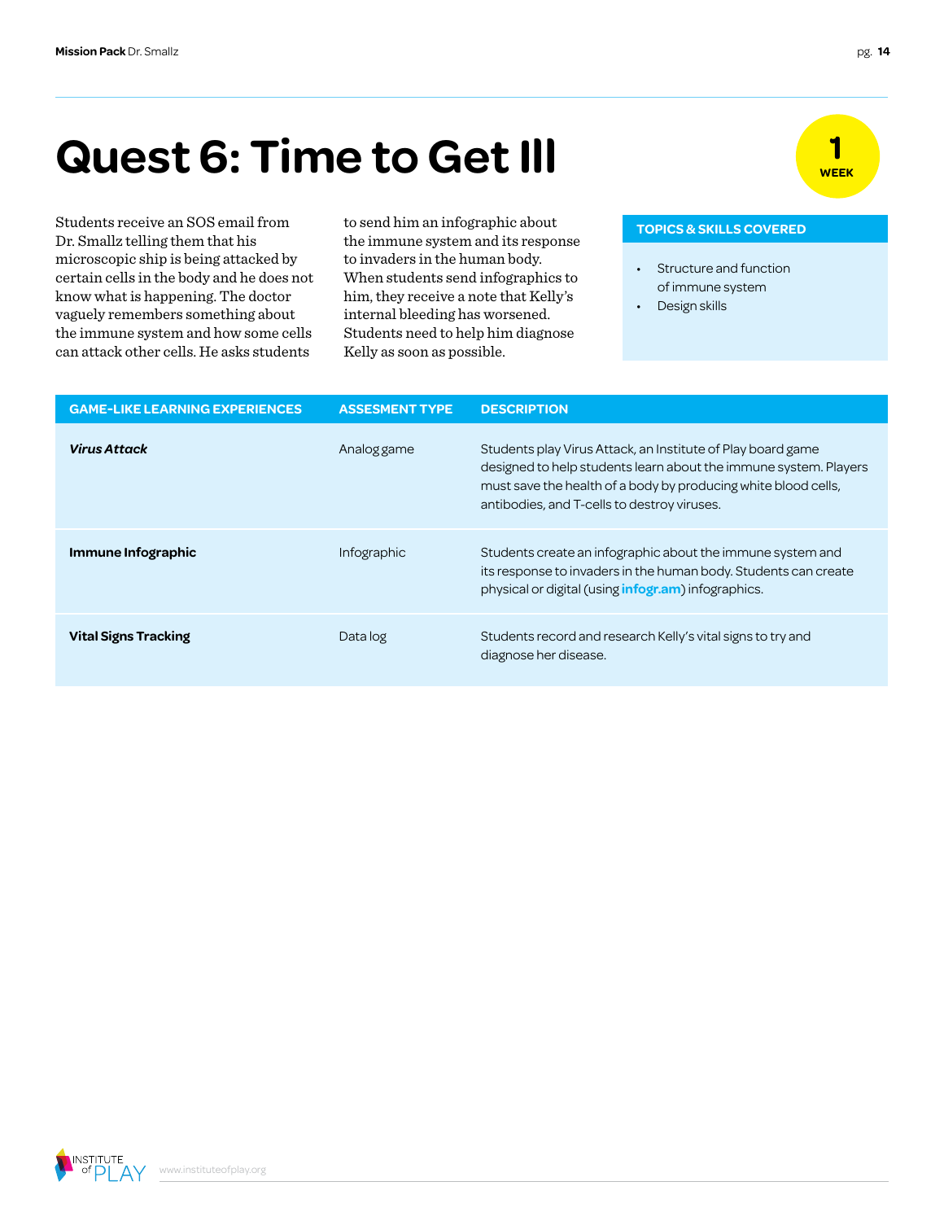# Quest 6: Time to Get Ill

**1 WEEK**

Students receive an SOS email from Dr. Smallz telling them that his microscopic ship is being attacked by certain cells in the body and he does not know what is happening. The doctor vaguely remembers something about the immune system and how some cells can attack other cells. He asks students to send him an infographic about the immune system and its response to invaders in the human body. When students send infographics to him, they receive a note that Kelly's internal bleeding has worsened. Students need to help him diagnose Kelly as soon as possible.

**TOPICS & SKILLS COVERED**

- Structure and function of immune system
- Design skills

| GAME-LIKE LEARNING EXPERIENCES | ASSESMENT TYPE | DESCRIPTION |
| --- | --- | --- |
| ***Virus Attack*** | Analog game | Students play Virus Attack, an Institute of Play board game designed to help students learn about the immune system. Players must save the health of a body by producing white blood cells, antibodies, and T-cells to destroy viruses. |
| **Immune Infographic** | Infographic | Students create an infographic about the immune system and its response to invaders in the human body. Students can create physical or digital (using **infogr.am**) infographics. |
| **Vital Signs Tracking** | Data log | Students record and research Kelly's vital signs to try and diagnose her disease. |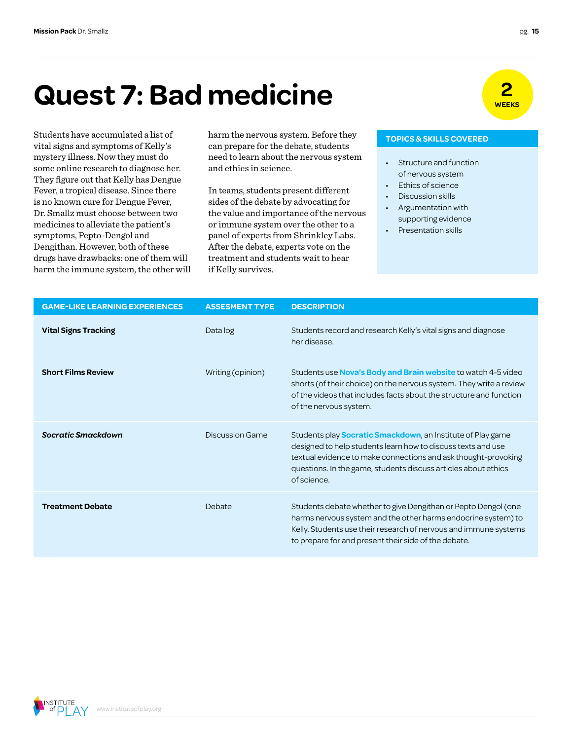# Quest 7: Bad medicine

**2 WEEKS**

Students have accumulated a list of vital signs and symptoms of Kelly's mystery illness. Now they must do some online research to diagnose her. They figure out that Kelly has Dengue Fever, a tropical disease. Since there is no known cure for Dengue Fever, Dr. Smallz must choose between two medicines to alleviate the patient's symptoms, Pepto-Dengol and Dengithan. However, both of these drugs have drawbacks: one of them will harm the immune system, the other will harm the nervous system. Before they can prepare for the debate, students need to learn about the nervous system and ethics in science.

In teams, students present different sides of the debate by advocating for the value and importance of the nervous or immune system over the other to a panel of experts from Shrinkley Labs. After the debate, experts vote on the treatment and students wait to hear if Kelly survives.

**TOPICS & SKILLS COVERED**

- Structure and function of nervous system
- Ethics of science
- Discussion skills
- Argumentation with supporting evidence
- Presentation skills

| GAME-LIKE LEARNING EXPERIENCES | ASSESMENT TYPE | DESCRIPTION |
|---|---|---|
| **Vital Signs Tracking** | Data log | Students record and research Kelly's vital signs and diagnose her disease. |
| **Short Films Review** | Writing (opinion) | Students use **Nova's Body and Brain website** to watch 4-5 video shorts (of their choice) on the nervous system. They write a review of the videos that includes facts about the structure and function of the nervous system. |
| ***Socratic Smackdown*** | Discussion Game | Students play **Socratic Smackdown**, an Institute of Play game designed to help students learn how to discuss texts and use textual evidence to make connections and ask thought-provoking questions. In the game, students discuss articles about ethics of science. |
| **Treatment Debate** | Debate | Students debate whether to give Dengithan or Pepto Dengol (one harms nervous system and the other harms endocrine system) to Kelly. Students use their research of nervous and immune systems to prepare for and present their side of the debate. |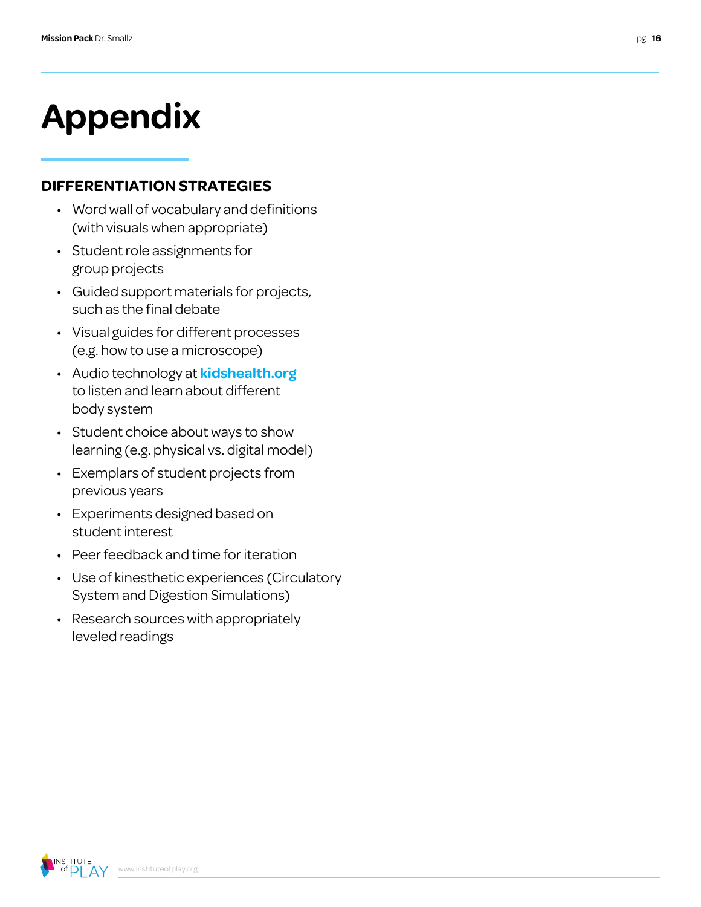# Appendix

## DIFFERENTIATION STRATEGIES

- Word wall of vocabulary and definitions (with visuals when appropriate)
- Student role assignments for group projects
- Guided support materials for projects, such as the final debate
- Visual guides for different processes (e.g. how to use a microscope)
- Audio technology at **kidshealth.org** to listen and learn about different body system
- Student choice about ways to show learning (e.g. physical vs. digital model)
- Exemplars of student projects from previous years
- Experiments designed based on student interest
- Peer feedback and time for iteration
- Use of kinesthetic experiences (Circulatory System and Digestion Simulations)
- Research sources with appropriately leveled readings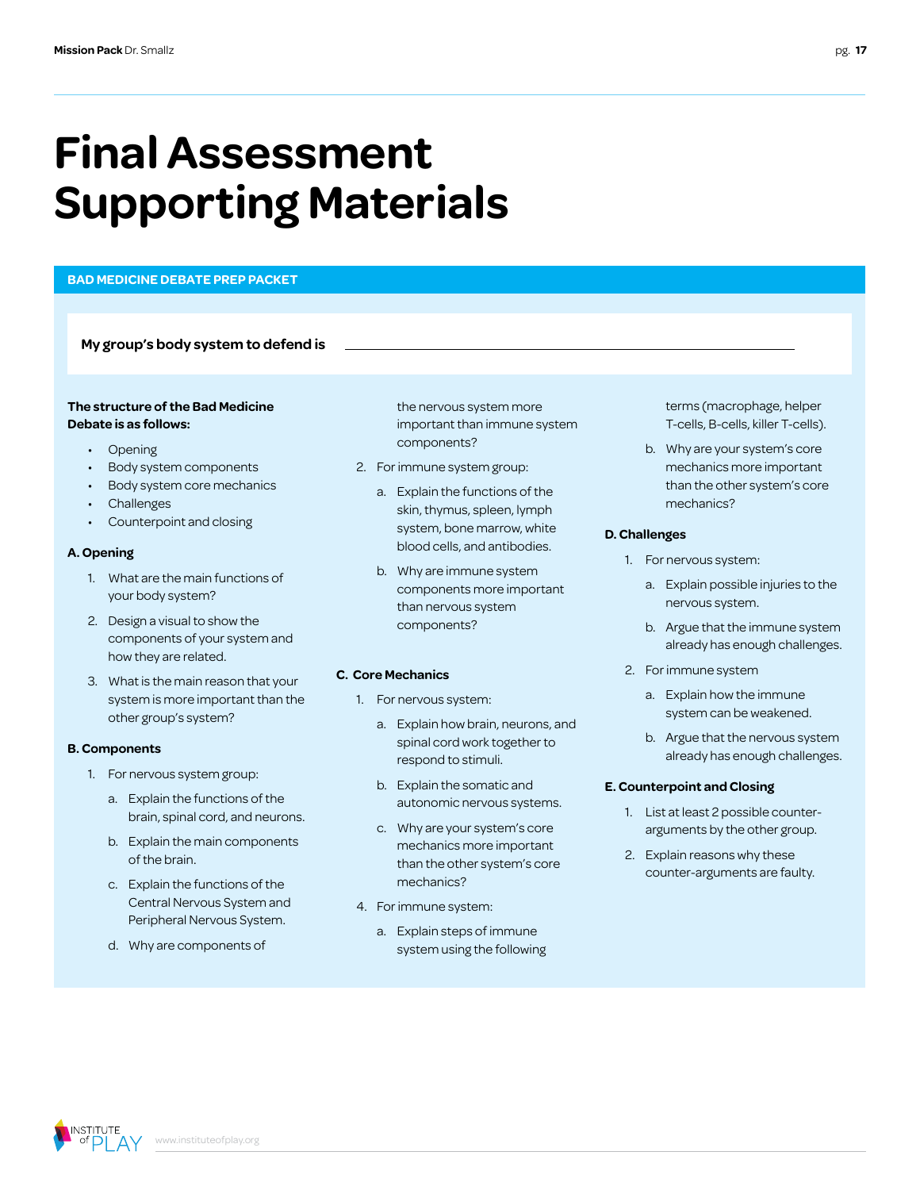# Final Assessment Supporting Materials

## BAD MEDICINE DEBATE PREP PACKET

**My group's body system to defend is** ________________________________

**The structure of the Bad Medicine Debate is as follows:**

- Opening
- Body system components
- Body system core mechanics
- Challenges
- Counterpoint and closing

### A. Opening

1. What are the main functions of your body system?
2. Design a visual to show the components of your system and how they are related.
3. What is the main reason that your system is more important than the other group's system?

### B. Components

1. For nervous system group:
   a. Explain the functions of the brain, spinal cord, and neurons.
   b. Explain the main components of the brain.
   c. Explain the functions of the Central Nervous System and Peripheral Nervous System.
   d. Why are components of the nervous system more important than immune system components?
2. For immune system group:
   a. Explain the functions of the skin, thymus, spleen, lymph system, bone marrow, white blood cells, and antibodies.
   b. Why are immune system components more important than nervous system components?

### C. Core Mechanics

1. For nervous system:
   a. Explain how brain, neurons, and spinal cord work together to respond to stimuli.
   b. Explain the somatic and autonomic nervous systems.
   c. Why are your system's core mechanics more important than the other system's core mechanics?
4. For immune system:
   a. Explain steps of immune system using the following terms (macrophage, helper T-cells, B-cells, killer T-cells).
   b. Why are your system's core mechanics more important than the other system's core mechanics?

### D. Challenges

1. For nervous system:
   a. Explain possible injuries to the nervous system.
   b. Argue that the immune system already has enough challenges.
2. For immune system
   a. Explain how the immune system can be weakened.
   b. Argue that the nervous system already has enough challenges.

### E. Counterpoint and Closing

1. List at least 2 possible counter-arguments by the other group.
2. Explain reasons why these counter-arguments are faulty.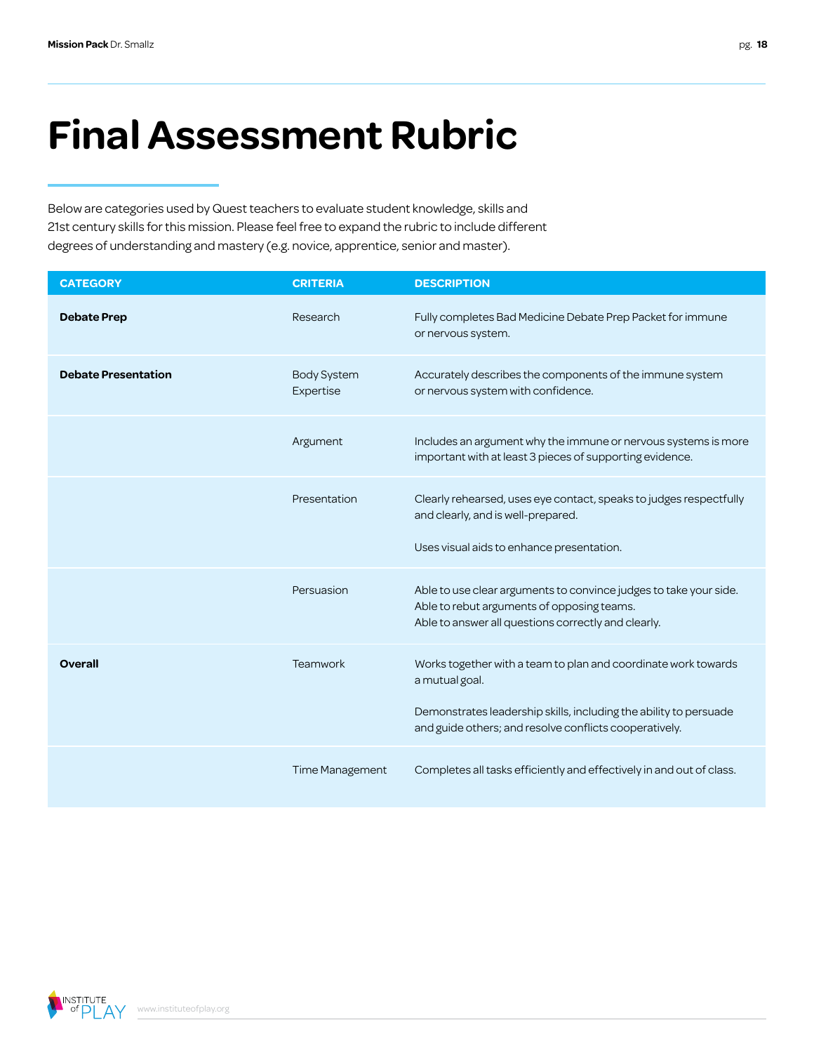# Final Assessment Rubric

Below are categories used by Quest teachers to evaluate student knowledge, skills and 21st century skills for this mission. Please feel free to expand the rubric to include different degrees of understanding and mastery (e.g. novice, apprentice, senior and master).

| CATEGORY | CRITERIA | DESCRIPTION |
|---|---|---|
| **Debate Prep** | Research | Fully completes Bad Medicine Debate Prep Packet for immune or nervous system. |
| **Debate Presentation** | Body System Expertise | Accurately describes the components of the immune system or nervous system with confidence. |
| | Argument | Includes an argument why the immune or nervous systems is more important with at least 3 pieces of supporting evidence. |
| | Presentation | Clearly rehearsed, uses eye contact, speaks to judges respectfully and clearly, and is well-prepared.<br><br>Uses visual aids to enhance presentation. |
| | Persuasion | Able to use clear arguments to convince judges to take your side.<br>Able to rebut arguments of opposing teams.<br>Able to answer all questions correctly and clearly. |
| **Overall** | Teamwork | Works together with a team to plan and coordinate work towards a mutual goal.<br><br>Demonstrates leadership skills, including the ability to persuade and guide others; and resolve conflicts cooperatively. |
| | Time Management | Completes all tasks efficiently and effectively in and out of class. |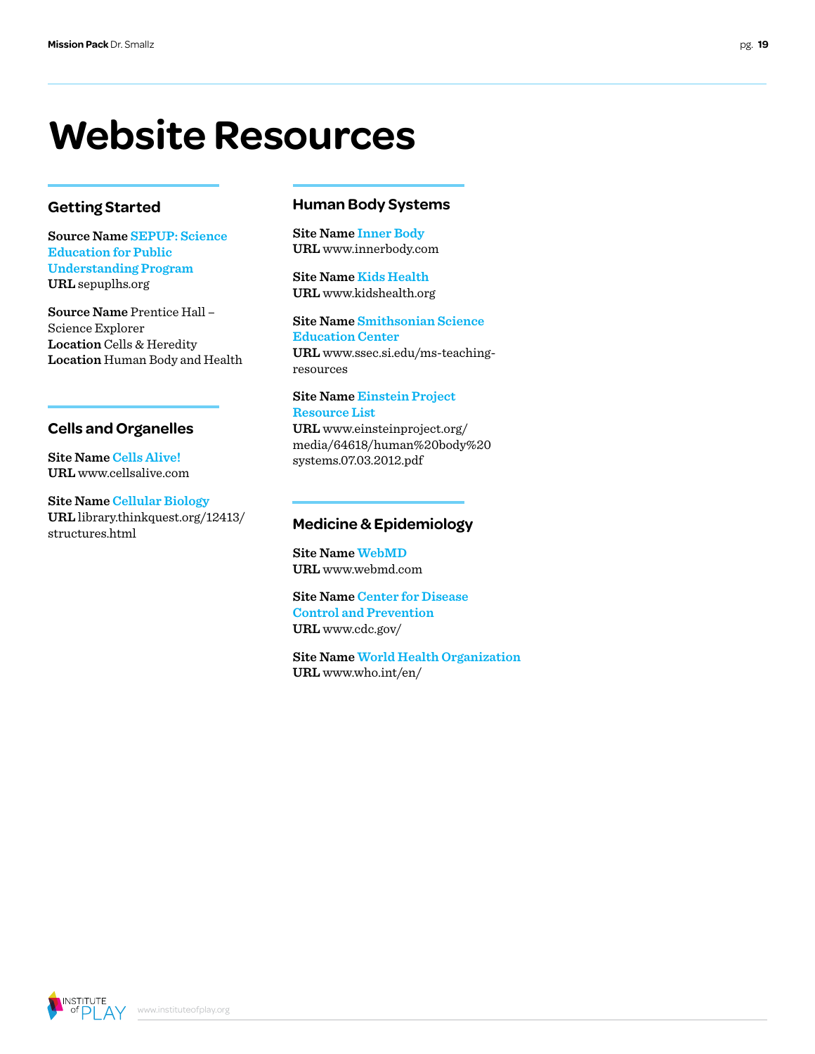# Website Resources

## Getting Started

**Source Name** SEPUP: Science Education for Public Understanding Program
**URL** sepuplhs.org

**Source Name** Prentice Hall – Science Explorer
**Location** Cells & Heredity
**Location** Human Body and Health

## Cells and Organelles

**Site Name** Cells Alive!
**URL** www.cellsalive.com

**Site Name** Cellular Biology
**URL** library.thinkquest.org/12413/structures.html

## Human Body Systems

**Site Name** Inner Body
**URL** www.innerbody.com

**Site Name** Kids Health
**URL** www.kidshealth.org

**Site Name** Smithsonian Science Education Center
**URL** www.ssec.si.edu/ms-teaching-resources

**Site Name** Einstein Project Resource List
**URL** www.einsteinproject.org/media/64618/human%20body%20systems.07.03.2012.pdf

## Medicine & Epidemiology

**Site Name** WebMD
**URL** www.webmd.com

**Site Name** Center for Disease Control and Prevention
**URL** www.cdc.gov/

**Site Name** World Health Organization
**URL** www.who.int/en/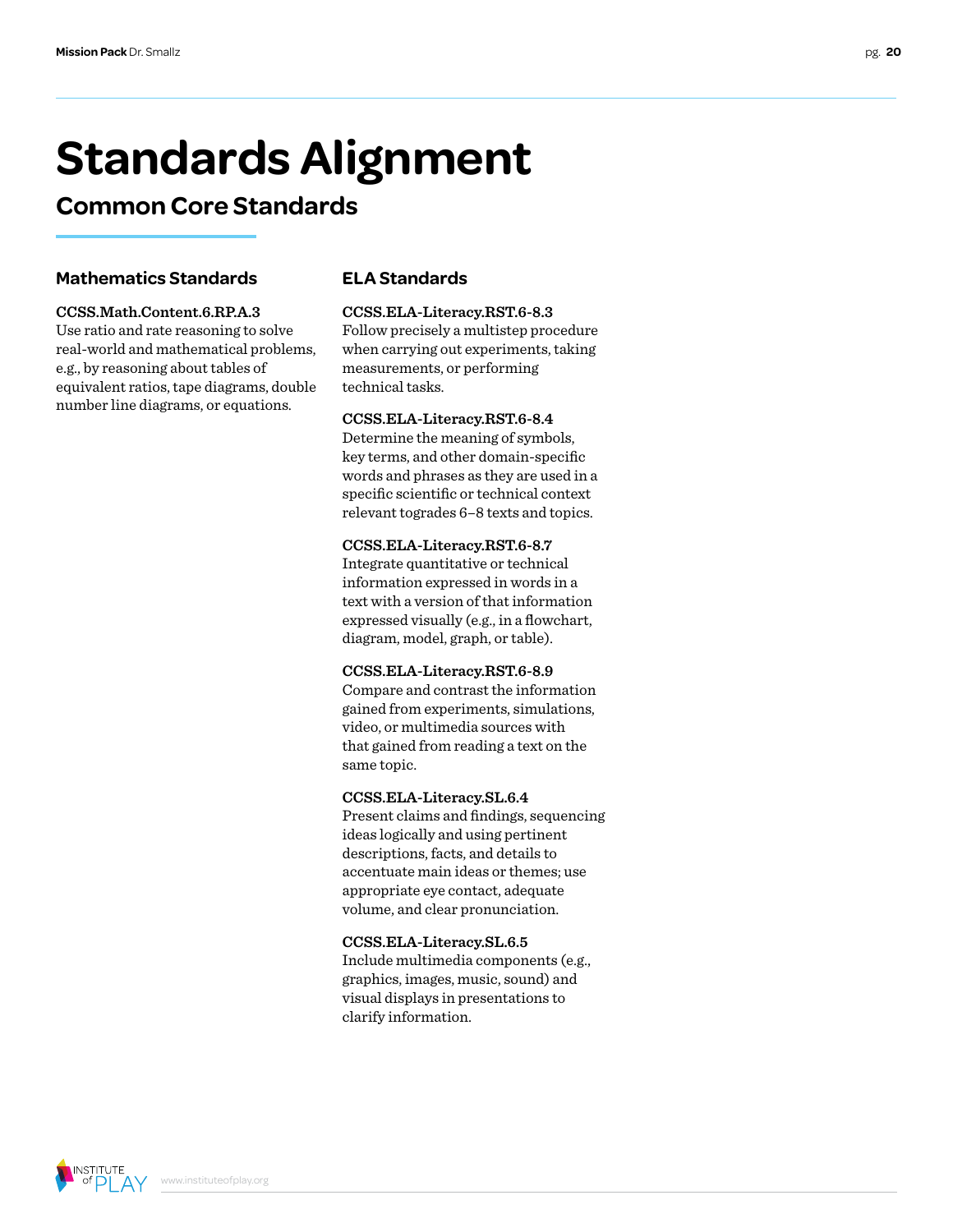# Standards Alignment

## Common Core Standards

### Mathematics Standards

**CCSS.Math.Content.6.RP.A.3**
Use ratio and rate reasoning to solve real-world and mathematical problems, e.g., by reasoning about tables of equivalent ratios, tape diagrams, double number line diagrams, or equations.

### ELA Standards

**CCSS.ELA-Literacy.RST.6-8.3**
Follow precisely a multistep procedure when carrying out experiments, taking measurements, or performing technical tasks.

**CCSS.ELA-Literacy.RST.6-8.4**
Determine the meaning of symbols, key terms, and other domain-specific words and phrases as they are used in a specific scientific or technical context relevant tograde​s 6–8 texts and topics.

**CCSS.ELA-Literacy.RST.6-8.7**
Integrate quantitative or technical information expressed in words in a text with a version of that information expressed visually (e.g., in a flowchart, diagram, model, graph, or table).

**CCSS.ELA-Literacy.RST.6-8.9**
Compare and contrast the information gained from experiments, simulations, video, or multimedia sources with that gained from reading a text on the same topic.

**CCSS.ELA-Literacy.SL.6.4**
Present claims and findings, sequencing ideas logically and using pertinent descriptions, facts, and details to accentuate main ideas or themes; use appropriate eye contact, adequate volume, and clear pronunciation.

**CCSS.ELA-Literacy.SL.6.5**
Include multimedia components (e.g., graphics, images, music, sound) and visual displays in presentations to clarify information.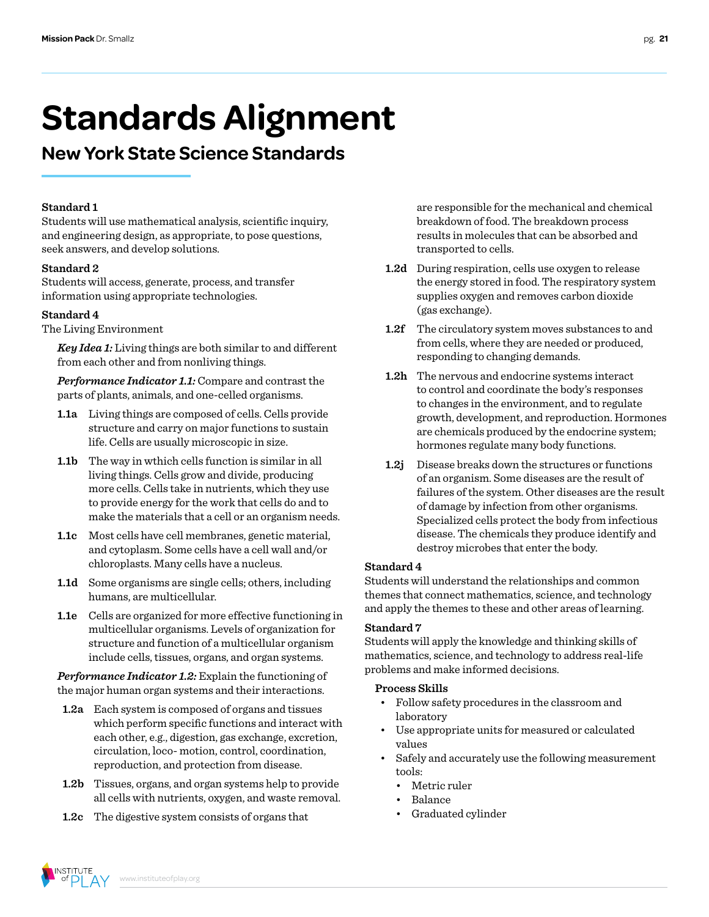# Standards Alignment

## New York State Science Standards

**Standard 1**
Students will use mathematical analysis, scientific inquiry, and engineering design, as appropriate, to pose questions, seek answers, and develop solutions.

**Standard 2**
Students will access, generate, process, and transfer information using appropriate technologies.

**Standard 4**
The Living Environment

*Key Idea 1:* Living things are both similar to and different from each other and from nonliving things.

*Performance Indicator 1.1:* Compare and contrast the parts of plants, animals, and one-celled organisms.

- **1.1a** Living things are composed of cells. Cells provide structure and carry on major functions to sustain life. Cells are usually microscopic in size.
- **1.1b** The way in wthich cells function is similar in all living things. Cells grow and divide, producing more cells. Cells take in nutrients, which they use to provide energy for the work that cells do and to make the materials that a cell or an organism needs.
- **1.1c** Most cells have cell membranes, genetic material, and cytoplasm. Some cells have a cell wall and/or chloroplasts. Many cells have a nucleus.
- **1.1d** Some organisms are single cells; others, including humans, are multicellular.
- **1.1e** Cells are organized for more effective functioning in multicellular organisms. Levels of organization for structure and function of a multicellular organism include cells, tissues, organs, and organ systems.

*Performance Indicator 1.2:* Explain the functioning of the major human organ systems and their interactions.

- **1.2a** Each system is composed of organs and tissues which perform specific functions and interact with each other, e.g., digestion, gas exchange, excretion, circulation, loco- motion, control, coordination, reproduction, and protection from disease.
- **1.2b** Tissues, organs, and organ systems help to provide all cells with nutrients, oxygen, and waste removal.
- **1.2c** The digestive system consists of organs that are responsible for the mechanical and chemical breakdown of food. The breakdown process results in molecules that can be absorbed and transported to cells.
- **1.2d** During respiration, cells use oxygen to release the energy stored in food. The respiratory system supplies oxygen and removes carbon dioxide (gas exchange).
- **1.2f** The circulatory system moves substances to and from cells, where they are needed or produced, responding to changing demands.
- **1.2h** The nervous and endocrine systems interact to control and coordinate the body's responses to changes in the environment, and to regulate growth, development, and reproduction. Hormones are chemicals produced by the endocrine system; hormones regulate many body functions.
- **1.2j** Disease breaks down the structures or functions of an organism. Some diseases are the result of failures of the system. Other diseases are the result of damage by infection from other organisms. Specialized cells protect the body from infectious disease. The chemicals they produce identify and destroy microbes that enter the body.

**Standard 4**
Students will understand the relationships and common themes that connect mathematics, science, and technology and apply the themes to these and other areas of learning.

**Standard 7**
Students will apply the knowledge and thinking skills of mathematics, science, and technology to address real-life problems and make informed decisions.

**Process Skills**

- Follow safety procedures in the classroom and laboratory
- Use appropriate units for measured or calculated values
- Safely and accurately use the following measurement tools:
  - Metric ruler
  - Balance
  - Graduated cylinder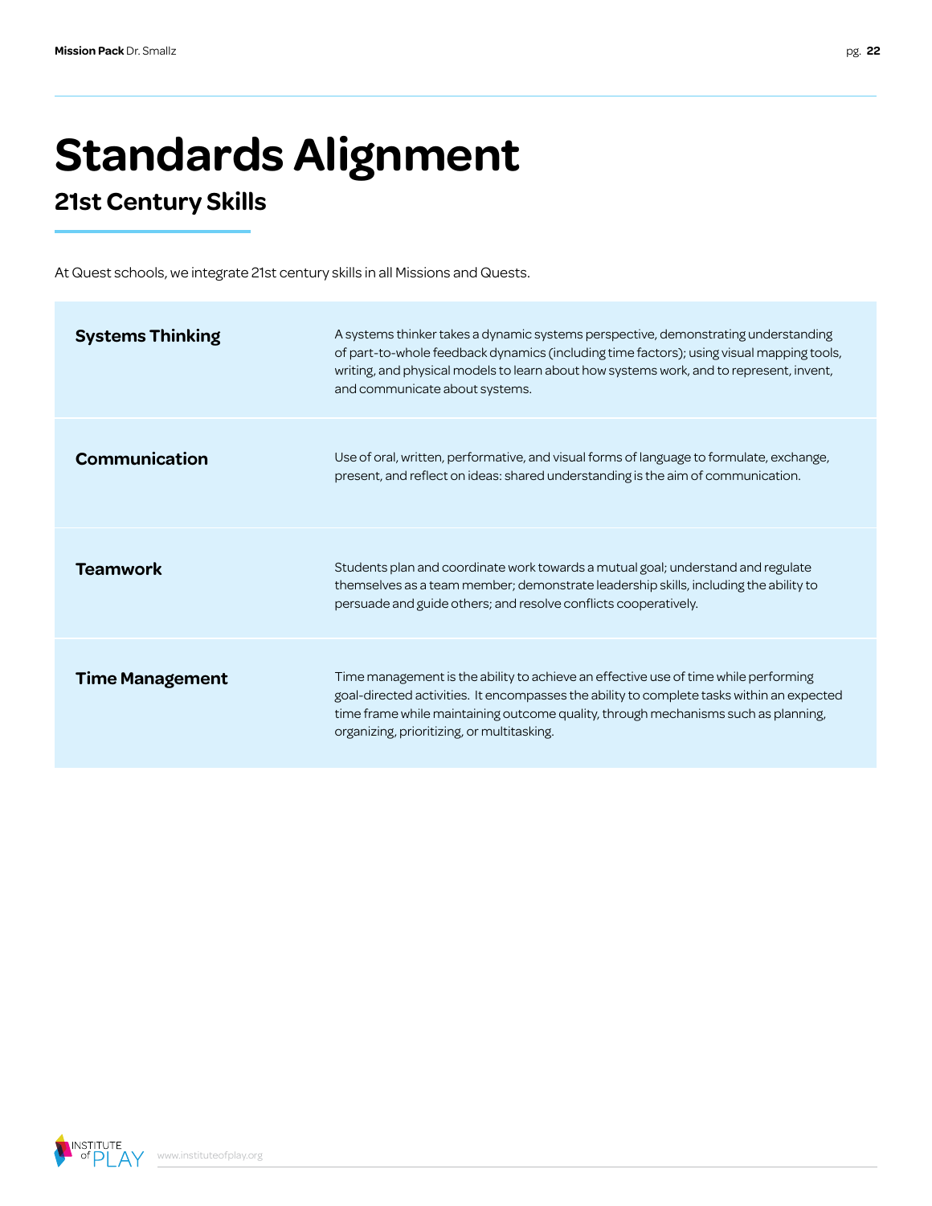# Standards Alignment

## 21st Century Skills

At Quest schools, we integrate 21st century skills in all Missions and Quests.

| | |
|---|---|
| **Systems Thinking** | A systems thinker takes a dynamic systems perspective, demonstrating understanding of part-to-whole feedback dynamics (including time factors); using visual mapping tools, writing, and physical models to learn about how systems work, and to represent, invent, and communicate about systems. |
| **Communication** | Use of oral, written, performative, and visual forms of language to formulate, exchange, present, and reflect on ideas: shared understanding is the aim of communication. |
| **Teamwork** | Students plan and coordinate work towards a mutual goal; understand and regulate themselves as a team member; demonstrate leadership skills, including the ability to persuade and guide others; and resolve conflicts cooperatively. |
| **Time Management** | Time management is the ability to achieve an effective use of time while performing goal-directed activities. It encompasses the ability to complete tasks within an expected time frame while maintaining outcome quality, through mechanisms such as planning, organizing, prioritizing, or multitasking. |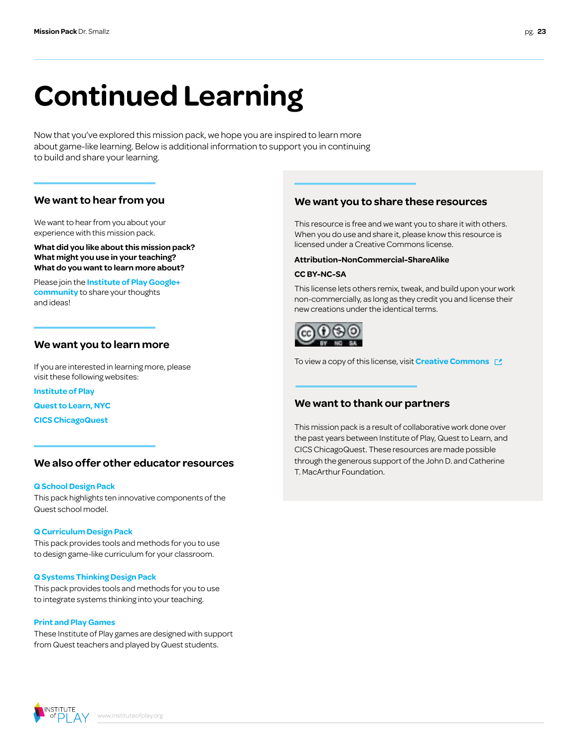# Continued Learning

Now that you've explored this mission pack, we hope you are inspired to learn more about game-like learning. Below is additional information to support you in continuing to build and share your learning.

## We want to hear from you

We want to hear from you about your experience with this mission pack.

**What did you like about this mission pack?**
**What might you use in your teaching?**
**What do you want to learn more about?**

Please join the **Institute of Play Google+ community** to share your thoughts and ideas!

## We want you to learn more

If you are interested in learning more, please visit these following websites:

**Institute of Play**

**Quest to Learn, NYC**

**CICS ChicagoQuest**

## We also offer other educator resources

**Q School Design Pack**
This pack highlights ten innovative components of the Quest school model.

**Q Curriculum Design Pack**
This pack provides tools and methods for you to use to design game-like curriculum for your classroom.

**Q Systems Thinking Design Pack**
This pack provides tools and methods for you to use to integrate systems thinking into your teaching.

**Print and Play Games**
These Institute of Play games are designed with support from Quest teachers and played by Quest students.

## We want you to share these resources

This resource is free and we want you to share it with others. When you do use and share it, please know this resource is licensed under a Creative Commons license.

**Attribution-NonCommercial-ShareAlike**

**CC BY-NC-SA**

This license lets others remix, tweak, and build upon your work non-commercially, as long as they credit you and license their new creations under the identical terms.

To view a copy of this license, visit **Creative Commons**

## We want to thank our partners

This mission pack is a result of collaborative work done over the past years between Institute of Play, Quest to Learn, and CICS ChicagoQuest. These resources are made possible through the generous support of the John D. and Catherine T. MacArthur Foundation.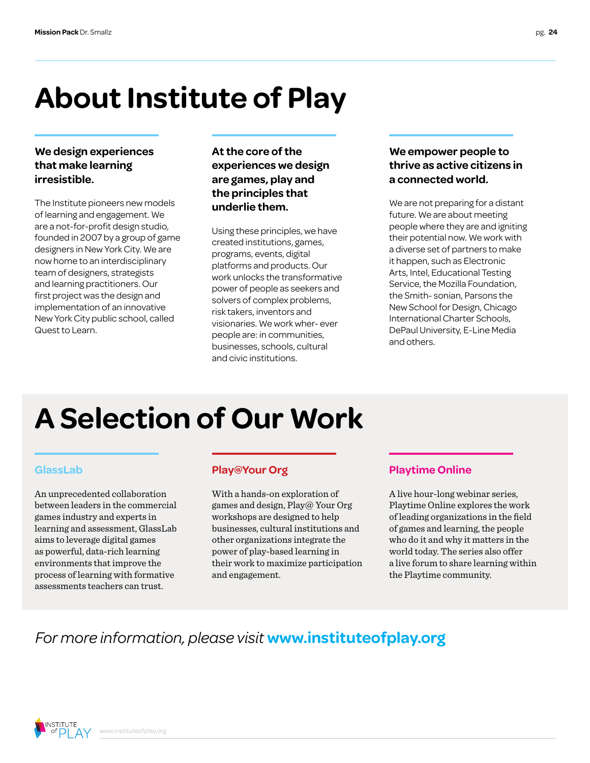# About Institute of Play

**We design experiences that make learning irresistible.**

The Institute pioneers new models of learning and engagement. We are a not-for-profit design studio, founded in 2007 by a group of game designers in New York City. We are now home to an interdisciplinary team of designers, strategists and learning practitioners. Our first project was the design and implementation of an innovative New York City public school, called Quest to Learn.

**At the core of the experiences we design are games, play and the principles that underlie them.**

Using these principles, we have created institutions, games, programs, events, digital platforms and products. Our work unlocks the transformative power of people as seekers and solvers of complex problems, risk takers, inventors and visionaries. We work wher- ever people are: in communities, businesses, schools, cultural and civic institutions.

**We empower people to thrive as active citizens in a connected world.**

We are not preparing for a distant future. We are about meeting people where they are and igniting their potential now. We work with a diverse set of partners to make it happen, such as Electronic Arts, Intel, Educational Testing Service, the Mozilla Foundation, the Smith- sonian, Parsons the New School for Design, Chicago International Charter Schools, DePaul University, E-Line Media and others.

# A Selection of Our Work

### GlassLab

An unprecedented collaboration between leaders in the commercial games industry and experts in learning and assessment, GlassLab aims to leverage digital games as powerful, data-rich learning environments that improve the process of learning with formative assessments teachers can trust.

### Play@Your Org

With a hands-on exploration of games and design, Play@ Your Org workshops are designed to help businesses, cultural institutions and other organizations integrate the power of play-based learning in their work to maximize participation and engagement.

### Playtime Online

A live hour-long webinar series, Playtime Online explores the work of leading organizations in the field of games and learning, the people who do it and why it matters in the world today. The series also offer a live forum to share learning within the Playtime community.

*For more information, please visit* **www.instituteofplay.org**